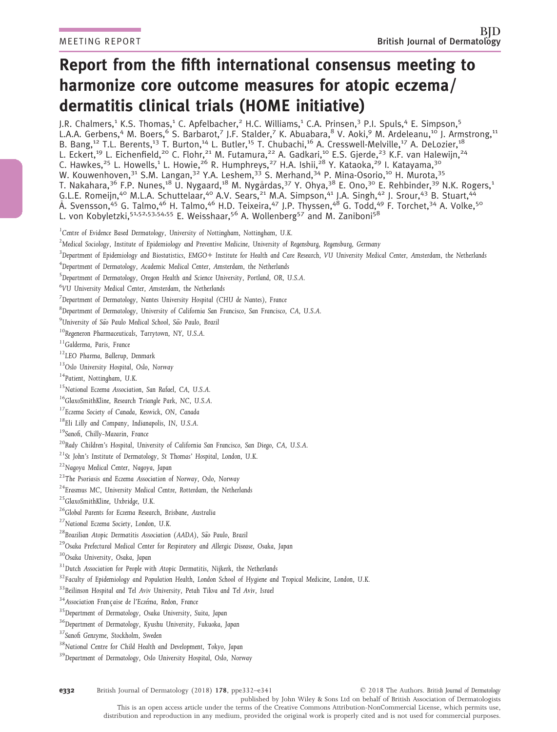MEETING REPORT

# Report from the fifth international consensus meeting to harmonize core outcome measures for atopic eczema/dermatitis clinical trials (HOME initiative)

J.R. Chalmers,[1] K.S. Thomas,[1] C. Apfelbacher,[2] H.C. Williams,[1] C.A. Prinsen,[3] P.I. Spuls,[4] E. Simpson,[5] L.A.A. Gerbens,[4] M. Boers,[6] S. Barbarot,[7] J.F. Stalder,[7] K. Abuabara,[8] V. Aoki,[9] M. Ardeleanu,[10] J. Armstrong,[11] B. Bang,[12] T.L. Berents,[13] T. Burton,[14] L. Butler,[15] T. Chubachi,[16] A. Cresswell-Melville,[17] A. DeLozier,[18] L. Eckert,[19] L. Eichenfield,[20] C. Flohr,[21] M. Futamura,[22] A. Gadkari,[10] E.S. Gjerde,[23] K.F. van Halewijn,[24] C. Hawkes,[25] L. Howells,[1] L. Howie,[26] R. Humphreys,[27] H.A. Ishii,[28] Y. Kataoka,[29] I. Katayama,[30] W. Kouwenhoven,[31] S.M. Langan,[32] Y.A. Leshem,[33] S. Merhand,[34] P. Mina-Osorio,[10] H. Murota,[35] T. Nakahara,[36] F.P. Nunes,[18] U. Nygaard,[18] M. Nygårdas,[37] Y. Ohya,[38] E. Ono,[30] E. Rehbinder,[39] N.K. Rogers,[1] G.L.E. Romeijn,[40] M.L.A. Schuttelaar,[40] A.V. Sears,[21] M.A. Simpson,[41] J.A. Singh,[42] J. Srour,[43] B. Stuart,[44] Å. Svensson,[45] G. Talmo,[46] H. Talmo,[46] H.D. Teixeira,[47] J.P. Thyssen,[48] G. Todd,[49] F. Torchet,[34] A. Volke,[50] L. von Kobyletzki,[51,52,53,54,55] E. Weisshaar,[56] A. Wollenberg[57] and M. Zaniboni[58]

[1] Centre of Evidence Based Dermatology, University of Nottingham, Nottingham, U.K.
[2] Medical Sociology, Institute of Epidemiology and Preventive Medicine, University of Regensburg, Regensburg, Germany
[3] Department of Epidemiology and Biostatistics, EMGO+ Institute for Health and Care Research, VU University Medical Center, Amsterdam, the Netherlands
[4] Department of Dermatology, Academic Medical Center, Amsterdam, the Netherlands
[5] Department of Dermatology, Oregon Health and Science University, Portland, OR, U.S.A.
[6] VU University Medical Center, Amsterdam, the Netherlands
[7] Department of Dermatology, Nantes University Hospital (CHU de Nantes), France
[8] Department of Dermatology, University of California San Francisco, San Francisco, CA, U.S.A.
[9] University of São Paulo Medical School, São Paulo, Brazil
[10] Regeneron Pharmaceuticals, Tarrytown, NY, U.S.A.
[11] Galderma, Paris, France
[12] LEO Pharma, Ballerup, Denmark
[13] Oslo University Hospital, Oslo, Norway
[14] Patient, Nottingham, U.K.
[15] National Eczema Association, San Rafael, CA, U.S.A.
[16] GlaxoSmithKline, Research Triangle Park, NC, U.S.A.
[17] Eczema Society of Canada, Keswick, ON, Canada
[18] Eli Lilly and Company, Indianapolis, IN, U.S.A.
[19] Sanofi, Chilly-Mazarin, France
[20] Rady Children's Hospital, University of California San Francisco, San Diego, CA, U.S.A.
[21] St John's Institute of Dermatology, St Thomas' Hospital, London, U.K.
[22] Nagoya Medical Center, Nagoya, Japan
[23] The Psoriasis and Eczema Association of Norway, Oslo, Norway
[24] Erasmus MC, University Medical Centre, Rotterdam, the Netherlands
[25] GlaxoSmithKline, Uxbridge, U.K.
[26] Global Parents for Eczema Research, Brisbane, Australia
[27] National Eczema Society, London, U.K.
[28] Brazilian Atopic Dermatitis Association (AADA), São Paulo, Brazil
[29] Osaka Prefectural Medical Center for Respiratory and Allergic Disease, Osaka, Japan
[30] Osaka University, Osaka, Japan
[31] Dutch Association for People with Atopic Dermatitis, Nijkerk, the Netherlands
[32] Faculty of Epidemiology and Population Health, London School of Hygiene and Tropical Medicine, London, U.K.
[33] Beilinson Hospital and Tel Aviv University, Petah Tikva and Tel Aviv, Israel
[34] Association Française de l'Eczéma, Redon, France
[35] Department of Dermatology, Osaka University, Suita, Japan
[36] Department of Dermatology, Kyushu University, Fukuoka, Japan
[37] Sanofi Genzyme, Stockholm, Sweden
[38] National Centre for Child Health and Development, Tokyo, Japan
[39] Department of Dermatology, Oslo University Hospital, Oslo, Norway

© 2018 The Authors. British Journal of Dermatology published by John Wiley & Sons Ltd on behalf of British Association of Dermatologists

This is an open access article under the terms of the Creative Commons Attribution-NonCommercial License, which permits use, distribution and reproduction in any medium, provided the original work is properly cited and is not used for commercial purposes.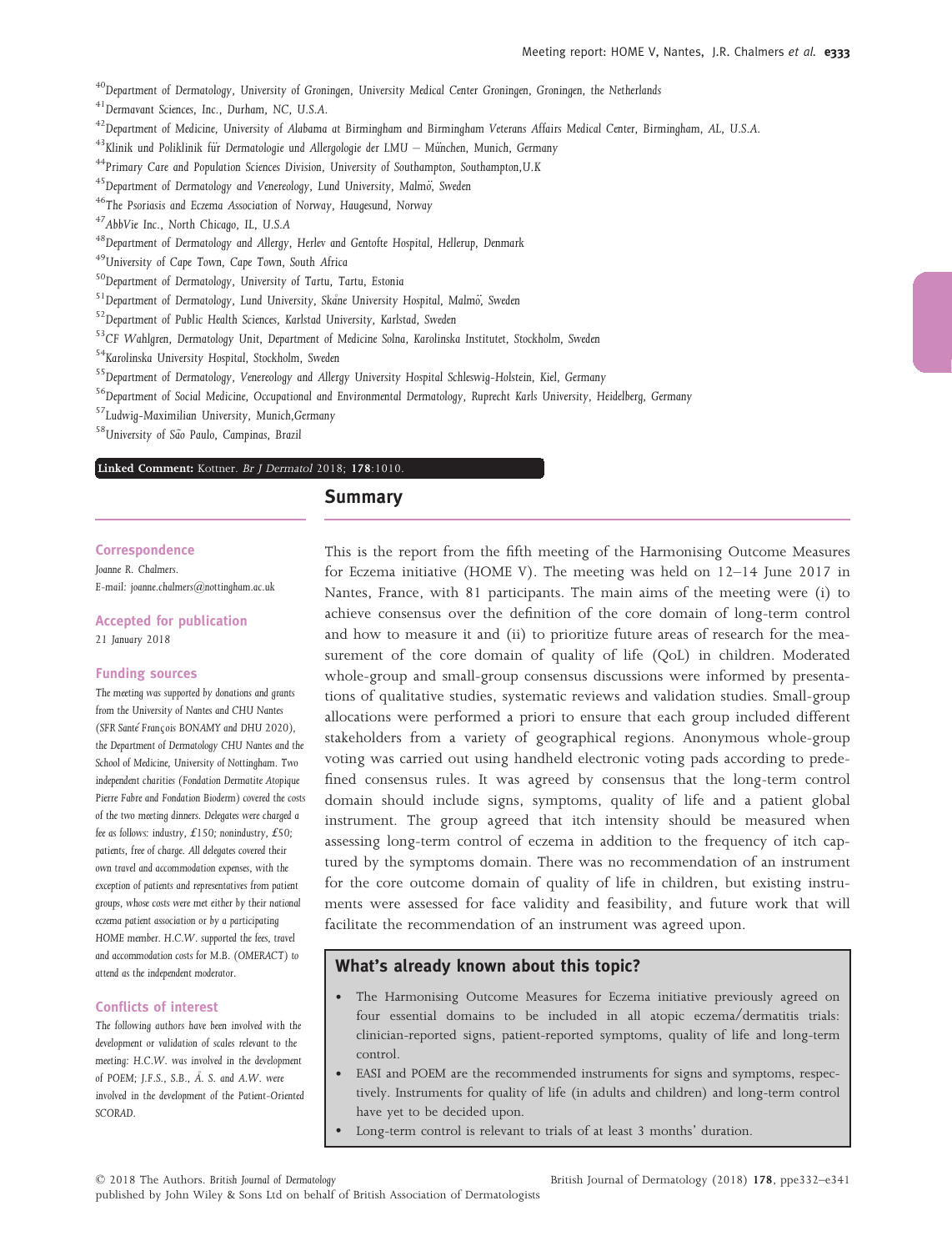[40]Department of Dermatology, University of Groningen, University Medical Center Groningen, Groningen, the Netherlands
[41]Dermavant Sciences, Inc., Durham, NC, U.S.A.
[42]Department of Medicine, University of Alabama at Birmingham and Birmingham Veterans Affairs Medical Center, Birmingham, AL, U.S.A.
[43]Klinik und Poliklinik für Dermatologie und Allergologie der LMU – München, Munich, Germany
[44]Primary Care and Population Sciences Division, University of Southampton, Southampton,U.K
[45]Department of Dermatology and Venereology, Lund University, Malmö, Sweden
[46]The Psoriasis and Eczema Association of Norway, Haugesund, Norway
[47]AbbVie Inc., North Chicago, IL, U.S.A
[48]Department of Dermatology and Allergy, Herlev and Gentofte Hospital, Hellerup, Denmark
[49]University of Cape Town, Cape Town, South Africa
[50]Department of Dermatology, University of Tartu, Tartu, Estonia
[51]Department of Dermatology, Lund University, Skåne University Hospital, Malmö, Sweden
[52]Department of Public Health Sciences, Karlstad University, Karlstad, Sweden
[53]CF Wahlgren, Dermatology Unit, Department of Medicine Solna, Karolinska Institutet, Stockholm, Sweden
[54]Karolinska University Hospital, Stockholm, Sweden
[55]Department of Dermatology, Venereology and Allergy University Hospital Schleswig-Holstein, Kiel, Germany
[56]Department of Social Medicine, Occupational and Environmental Dermatology, Ruprecht Karls University, Heidelberg, Germany
[57]Ludwig-Maximilian University, Munich,Germany
[58]University of São Paulo, Campinas, Brazil

**Linked Comment:** Kottner. *Br J Dermatol* 2018; **178**:1010.

## Summary

This is the report from the fifth meeting of the Harmonising Outcome Measures for Eczema initiative (HOME V). The meeting was held on 12–14 June 2017 in Nantes, France, with 81 participants. The main aims of the meeting were (i) to achieve consensus over the definition of the core domain of long-term control and how to measure it and (ii) to prioritize future areas of research for the measurement of the core domain of quality of life (QoL) in children. Moderated whole-group and small-group consensus discussions were informed by presentations of qualitative studies, systematic reviews and validation studies. Small-group allocations were performed a priori to ensure that each group included different stakeholders from a variety of geographical regions. Anonymous whole-group voting was carried out using handheld electronic voting pads according to predefined consensus rules. It was agreed by consensus that the long-term control domain should include signs, symptoms, quality of life and a patient global instrument. The group agreed that itch intensity should be measured when assessing long-term control of eczema in addition to the frequency of itch captured by the symptoms domain. There was no recommendation of an instrument for the core outcome domain of quality of life in children, but existing instruments were assessed for face validity and feasibility, and future work that will facilitate the recommendation of an instrument was agreed upon.

### Correspondence

Joanne R. Chalmers.
E-mail: joanne.chalmers@nottingham.ac.uk

### Accepted for publication

21 January 2018

### Funding sources

The meeting was supported by donations and grants from the University of Nantes and CHU Nantes (SFR Santé François BONAMY and DHU 2020), the Department of Dermatology CHU Nantes and the School of Medicine, University of Nottingham. Two independent charities (Fondation Dermatite Atopique Pierre Fabre and Fondation Bioderm) covered the costs of the two meeting dinners. Delegates were charged a fee as follows: industry, £150; nonindustry, £50; patients, free of charge. All delegates covered their own travel and accommodation expenses, with the exception of patients and representatives from patient groups, whose costs were met either by their national eczema patient association or by a participating HOME member. H.C.W. supported the fees, travel and accommodation costs for M.B. (OMERACT) to attend as the independent moderator.

### Conflicts of interest

The following authors have been involved with the development or validation of scales relevant to the meeting: H.C.W. was involved in the development of POEM; J.F.S., S.B., Å. S. and A.W. were involved in the development of the Patient-Oriented SCORAD.

### What's already known about this topic?

- The Harmonising Outcome Measures for Eczema initiative previously agreed on four essential domains to be included in all atopic eczema/dermatitis trials: clinician-reported signs, patient-reported symptoms, quality of life and long-term control.
- EASI and POEM are the recommended instruments for signs and symptoms, respectively. Instruments for quality of life (in adults and children) and long-term control have yet to be decided upon.
- Long-term control is relevant to trials of at least 3 months' duration.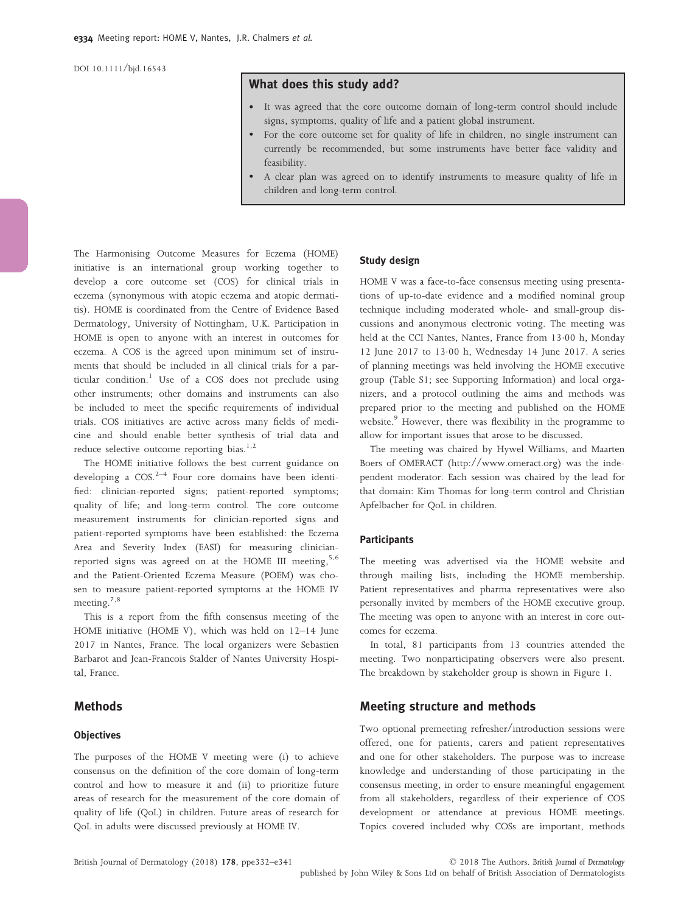DOI 10.1111/bjd.16543

## What does this study add?

- It was agreed that the core outcome domain of long-term control should include signs, symptoms, quality of life and a patient global instrument.
- For the core outcome set for quality of life in children, no single instrument can currently be recommended, but some instruments have better face validity and feasibility.
- A clear plan was agreed on to identify instruments to measure quality of life in children and long-term control.

The Harmonising Outcome Measures for Eczema (HOME) initiative is an international group working together to develop a core outcome set (COS) for clinical trials in eczema (synonymous with atopic eczema and atopic dermatitis). HOME is coordinated from the Centre of Evidence Based Dermatology, University of Nottingham, U.K. Participation in HOME is open to anyone with an interest in outcomes for eczema. A COS is the agreed upon minimum set of instruments that should be included in all clinical trials for a particular condition.[1] Use of a COS does not preclude using other instruments; other domains and instruments can also be included to meet the specific requirements of individual trials. COS initiatives are active across many fields of medicine and should enable better synthesis of trial data and reduce selective outcome reporting bias.[1,2]

The HOME initiative follows the best current guidance on developing a COS.[2–4] Four core domains have been identified: clinician-reported signs; patient-reported symptoms; quality of life; and long-term control. The core outcome measurement instruments for clinician-reported signs and patient-reported symptoms have been established: the Eczema Area and Severity Index (EASI) for measuring clinician-reported signs was agreed on at the HOME III meeting,[5,6] and the Patient-Oriented Eczema Measure (POEM) was chosen to measure patient-reported symptoms at the HOME IV meeting.[7,8]

This is a report from the fifth consensus meeting of the HOME initiative (HOME V), which was held on 12–14 June 2017 in Nantes, France. The local organizers were Sebastien Barbarot and Jean-Francois Stalder of Nantes University Hospital, France.

## Methods

### Objectives

The purposes of the HOME V meeting were (i) to achieve consensus on the definition of the core domain of long-term control and how to measure it and (ii) to prioritize future areas of research for the measurement of the core domain of quality of life (QoL) in children. Future areas of research for QoL in adults were discussed previously at HOME IV.

### Study design

HOME V was a face-to-face consensus meeting using presentations of up-to-date evidence and a modified nominal group technique including moderated whole- and small-group discussions and anonymous electronic voting. The meeting was held at the CCI Nantes, Nantes, France from 13·00 h, Monday 12 June 2017 to 13·00 h, Wednesday 14 June 2017. A series of planning meetings was held involving the HOME executive group (Table S1; see Supporting Information) and local organizers, and a protocol outlining the aims and methods was prepared prior to the meeting and published on the HOME website.[9] However, there was flexibility in the programme to allow for important issues that arose to be discussed.

The meeting was chaired by Hywel Williams, and Maarten Boers of OMERACT (http://www.omeract.org) was the independent moderator. Each session was chaired by the lead for that domain: Kim Thomas for long-term control and Christian Apfelbacher for QoL in children.

### Participants

The meeting was advertised via the HOME website and through mailing lists, including the HOME membership. Patient representatives and pharma representatives were also personally invited by members of the HOME executive group. The meeting was open to anyone with an interest in core outcomes for eczema.

In total, 81 participants from 13 countries attended the meeting. Two nonparticipating observers were also present. The breakdown by stakeholder group is shown in Figure 1.

## Meeting structure and methods

Two optional premeeting refresher/introduction sessions were offered, one for patients, carers and patient representatives and one for other stakeholders. The purpose was to increase knowledge and understanding of those participating in the consensus meeting, in order to ensure meaningful engagement from all stakeholders, regardless of their experience of COS development or attendance at previous HOME meetings. Topics covered included why COSs are important, methods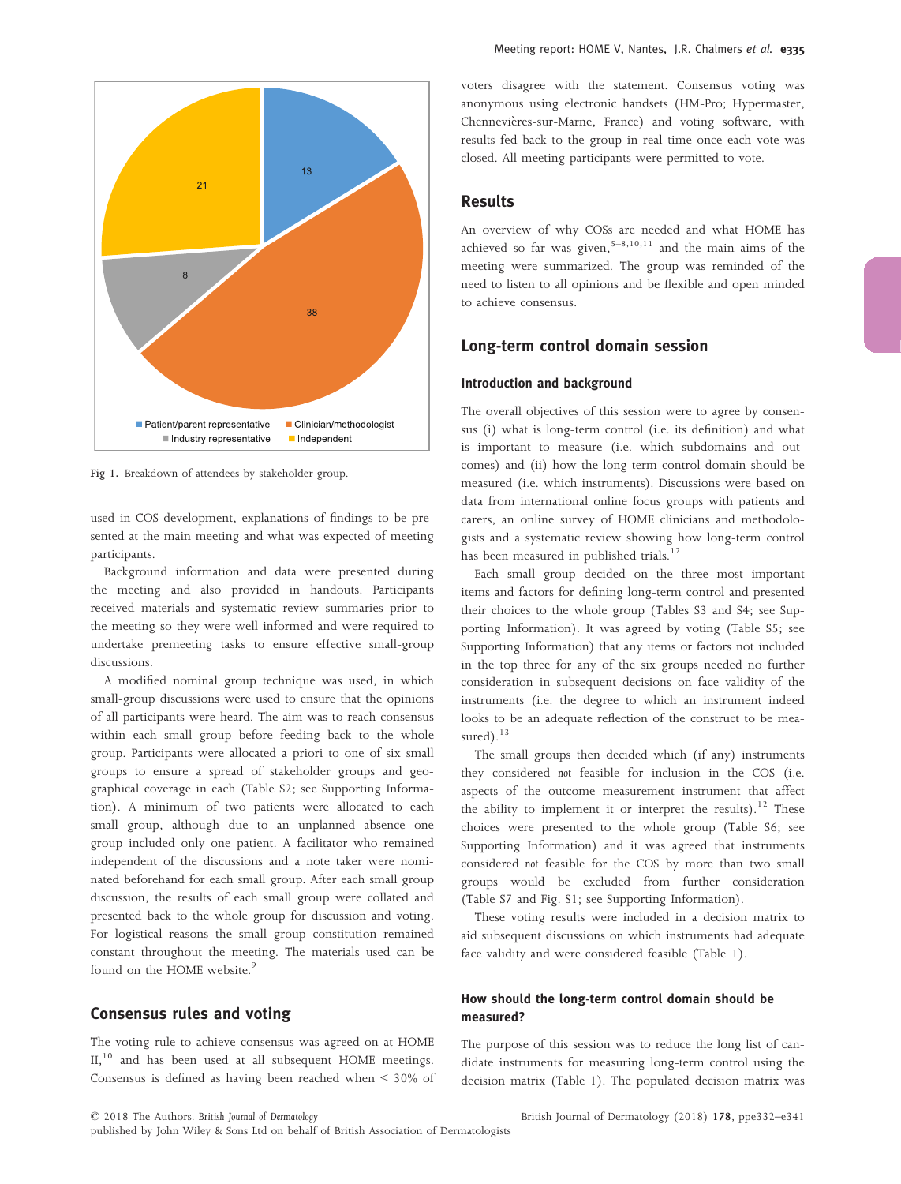Fig 1. Breakdown of attendees by stakeholder group.

used in COS development, explanations of findings to be presented at the main meeting and what was expected of meeting participants.

Background information and data were presented during the meeting and also provided in handouts. Participants received materials and systematic review summaries prior to the meeting so they were well informed and were required to undertake premeeting tasks to ensure effective small-group discussions.

A modified nominal group technique was used, in which small-group discussions were used to ensure that the opinions of all participants were heard. The aim was to reach consensus within each small group before feeding back to the whole group. Participants were allocated a priori to one of six small groups to ensure a spread of stakeholder groups and geographical coverage in each (Table S2; see Supporting Information). A minimum of two patients were allocated to each small group, although due to an unplanned absence one group included only one patient. A facilitator who remained independent of the discussions and a note taker were nominated beforehand for each small group. After each small group discussion, the results of each small group were collated and presented back to the whole group for discussion and voting. For logistical reasons the small group constitution remained constant throughout the meeting. The materials used can be found on the HOME website.[9]

## Consensus rules and voting

The voting rule to achieve consensus was agreed on at HOME II,[10] and has been used at all subsequent HOME meetings. Consensus is defined as having been reached when < 30% of voters disagree with the statement. Consensus voting was anonymous using electronic handsets (HM-Pro; Hypermaster, Chennevières-sur-Marne, France) and voting software, with results fed back to the group in real time once each vote was closed. All meeting participants were permitted to vote.

## Results

An overview of why COSs are needed and what HOME has achieved so far was given,[5–8,10,11] and the main aims of the meeting were summarized. The group was reminded of the need to listen to all opinions and be flexible and open minded to achieve consensus.

## Long-term control domain session

### Introduction and background

The overall objectives of this session were to agree by consensus (i) what is long-term control (i.e. its definition) and what is important to measure (i.e. which subdomains and outcomes) and (ii) how the long-term control domain should be measured (i.e. which instruments). Discussions were based on data from international online focus groups with patients and carers, an online survey of HOME clinicians and methodologists and a systematic review showing how long-term control has been measured in published trials.[12]

Each small group decided on the three most important items and factors for defining long-term control and presented their choices to the whole group (Tables S3 and S4; see Supporting Information). It was agreed by voting (Table S5; see Supporting Information) that any items or factors not included in the top three for any of the six groups needed no further consideration in subsequent decisions on face validity of the instruments (i.e. the degree to which an instrument indeed looks to be an adequate reflection of the construct to be measured).[13]

The small groups then decided which (if any) instruments they considered *not* feasible for inclusion in the COS (i.e. aspects of the outcome measurement instrument that affect the ability to implement it or interpret the results).[12] These choices were presented to the whole group (Table S6; see Supporting Information) and it was agreed that instruments considered *not* feasible for the COS by more than two small groups would be excluded from further consideration (Table S7 and Fig. S1; see Supporting Information).

These voting results were included in a decision matrix to aid subsequent discussions on which instruments had adequate face validity and were considered feasible (Table 1).

### How should the long-term control domain should be measured?

The purpose of this session was to reduce the long list of candidate instruments for measuring long-term control using the decision matrix (Table 1). The populated decision matrix was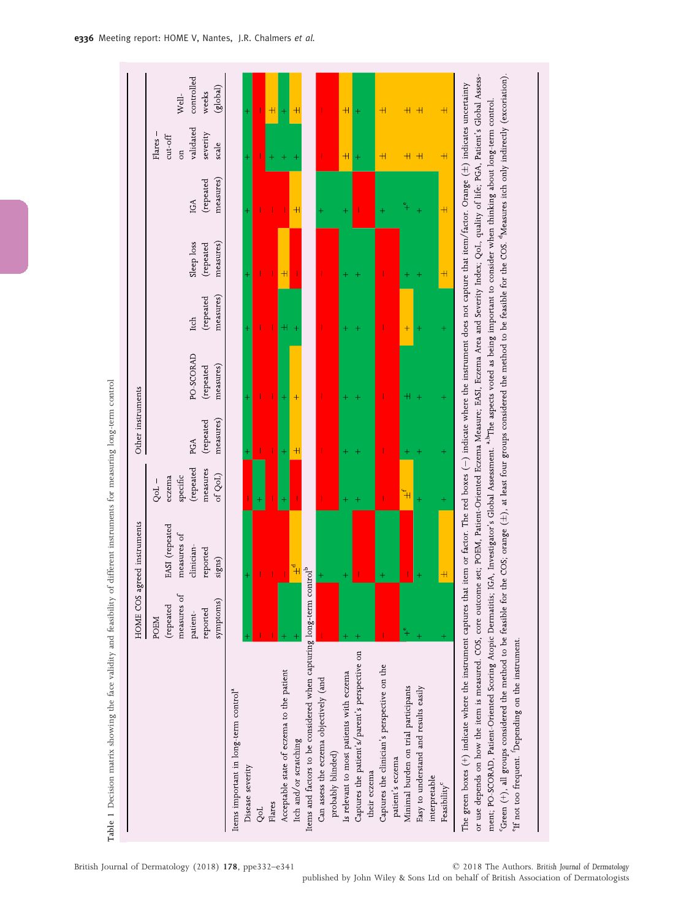**Table 1** Decision matrix showing the face validity and feasibility of different instruments for measuring long-term control

| | HOME COS agreed instruments | | Other instruments | | | | | | | |
|---|---|---|---|---|---|---|---|---|---|---|
| | POEM (repeated measures of patient-reported symptoms) | EASI (repeated measures of clinician-reported signs) | QoL – eczema specific (repeated measures of QoL) | PGA (repeated measures) | PO-SCORAD (repeated measures) | Itch (repeated measures) | Sleep loss (repeated measures) | IGA (repeated measures) | Flares – cut-off on validated severity scale | Well-controlled weeks (global) |
| Items important in long-term control[a] | | | | | | | | | | |
| Disease severity | + | + | − | + | + | + | + | + | + | + |
| QoL | − | − | + | − | − | − | − | − | − | − |
| Flares | − | − | − | − | − | − | − | − | + | ± |
| Acceptable state of eczema to the patient | + | − | + | + | + | ± | ± | − | + | + |
| Itch and/or scratching | + | ±[d] | − | ± | + | + | − | ± | + | ± |
| Items and factors to be considered when capturing long-term control[b] | | | | | | | | | | |
| Can assess the eczema objectively (and probably blinded) | − | + | − | − | − | − | − | + | − | − |
| Is relevant to most patients with eczema | + | + | + | + | + | + | + | + | ± | ± |
| Captures the patient's/parent's perspective on their eczema | + | − | + | + | + | + | + | − | + | + |
| Captures the clinician's perspective on the patient's eczema | − | + | − | − | − | − | − | + | ± | ± |
| Minimal burden on trial participants | +[e] | − | ±[f] | + | ± | + | + | +[e] | ± | ± |
| Easy to understand and results easily interpretable | + | + | + | + | + | + | + | + | ± | ± |
| Feasibility[c] | + | ± | + | + | + | + | ± | ± | ± | ± |

The green boxes (+) indicate where the instrument captures that item or factor. The red boxes (−) indicate where the instrument does not capture that item/factor. Orange (±) indicates uncertainty or use depends on how the item is measured. COS, core outcome set; POEM, Patient-Oriented Eczema Measure; EASI, Eczema Area and Severity Index; QoL, quality of life; PGA, Patient's Global Assessment; PO-SCORAD, Patient-Oriented Scoring Atopic Dermatitis; IGA, Investigator's Global Assessment. [a,b]The aspects voted as being important to consider when thinking about long-term control. [c]Green (+), all groups considered the method to be feasible for the COS; orange (±), at least four groups considered the method to be feasible for the COS. [d]Measures itch only indirectly (excoriation). [e]If not too frequent. [f]Depending on the instrument.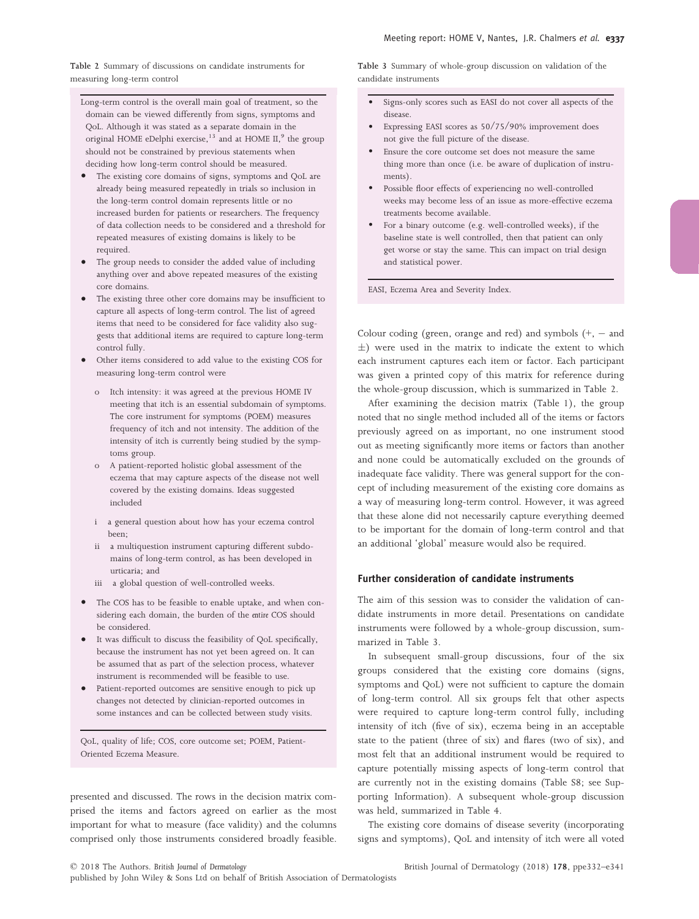Table 2 Summary of discussions on candidate instruments for measuring long-term control

Long-term control is the overall main goal of treatment, so the domain can be viewed differently from signs, symptoms and QoL. Although it was stated as a separate domain in the original HOME eDelphi exercise,[13] and at HOME II,[9] the group should not be constrained by previous statements when deciding how long-term control should be measured.

- The existing core domains of signs, symptoms and QoL are already being measured repeatedly in trials so inclusion in the long-term control domain represents little or no increased burden for patients or researchers. The frequency of data collection needs to be considered and a threshold for repeated measures of existing domains is likely to be required.
- The group needs to consider the added value of including anything over and above repeated measures of the existing core domains.
- The existing three other core domains may be insufficient to capture all aspects of long-term control. The list of agreed items that need to be considered for face validity also suggests that additional items are required to capture long-term control fully.
- Other items considered to add value to the existing COS for measuring long-term control were
  - o Itch intensity: it was agreed at the previous HOME IV meeting that itch is an essential subdomain of symptoms. The core instrument for symptoms (POEM) measures frequency of itch and not intensity. The addition of the intensity of itch is currently being studied by the symptoms group.
  - o A patient-reported holistic global assessment of the eczema that may capture aspects of the disease not well covered by the existing domains. Ideas suggested included
    - i a general question about how has your eczema control been;
    - ii a multiquestion instrument capturing different subdomains of long-term control, as has been developed in urticaria; and
    - iii a global question of well-controlled weeks.
- The COS has to be feasible to enable uptake, and when considering each domain, the burden of the *entire* COS should be considered.
- It was difficult to discuss the feasibility of QoL specifically, because the instrument has not yet been agreed on. It can be assumed that as part of the selection process, whatever instrument is recommended will be feasible to use.
- Patient-reported outcomes are sensitive enough to pick up changes not detected by clinician-reported outcomes in some instances and can be collected between study visits.

QoL, quality of life; COS, core outcome set; POEM, Patient-Oriented Eczema Measure.

presented and discussed. The rows in the decision matrix comprised the items and factors agreed on earlier as the most important for what to measure (face validity) and the columns comprised only those instruments considered broadly feasible.

Table 3 Summary of whole-group discussion on validation of the candidate instruments

- Signs-only scores such as EASI do not cover all aspects of the disease.
- Expressing EASI scores as 50/75/90% improvement does not give the full picture of the disease.
- Ensure the core outcome set does not measure the same thing more than once (i.e. be aware of duplication of instruments).
- Possible floor effects of experiencing no well-controlled weeks may become less of an issue as more-effective eczema treatments become available.
- For a binary outcome (e.g. well-controlled weeks), if the baseline state is well controlled, then that patient can only get worse or stay the same. This can impact on trial design and statistical power.

EASI, Eczema Area and Severity Index.

Colour coding (green, orange and red) and symbols (+, − and ±) were used in the matrix to indicate the extent to which each instrument captures each item or factor. Each participant was given a printed copy of this matrix for reference during the whole-group discussion, which is summarized in Table 2.

After examining the decision matrix (Table 1), the group noted that no single method included all of the items or factors previously agreed on as important, no one instrument stood out as meeting significantly more items or factors than another and none could be automatically excluded on the grounds of inadequate face validity. There was general support for the concept of including measurement of the existing core domains as a way of measuring long-term control. However, it was agreed that these alone did not necessarily capture everything deemed to be important for the domain of long-term control and that an additional 'global' measure would also be required.

### Further consideration of candidate instruments

The aim of this session was to consider the validation of candidate instruments in more detail. Presentations on candidate instruments were followed by a whole-group discussion, summarized in Table 3.

In subsequent small-group discussions, four of the six groups considered that the existing core domains (signs, symptoms and QoL) were not sufficient to capture the domain of long-term control. All six groups felt that other aspects were required to capture long-term control fully, including intensity of itch (five of six), eczema being in an acceptable state to the patient (three of six) and flares (two of six), and most felt that an additional instrument would be required to capture potentially missing aspects of long-term control that are currently not in the existing domains (Table S8; see Supporting Information). A subsequent whole-group discussion was held, summarized in Table 4.

The existing core domains of disease severity (incorporating signs and symptoms), QoL and intensity of itch were all voted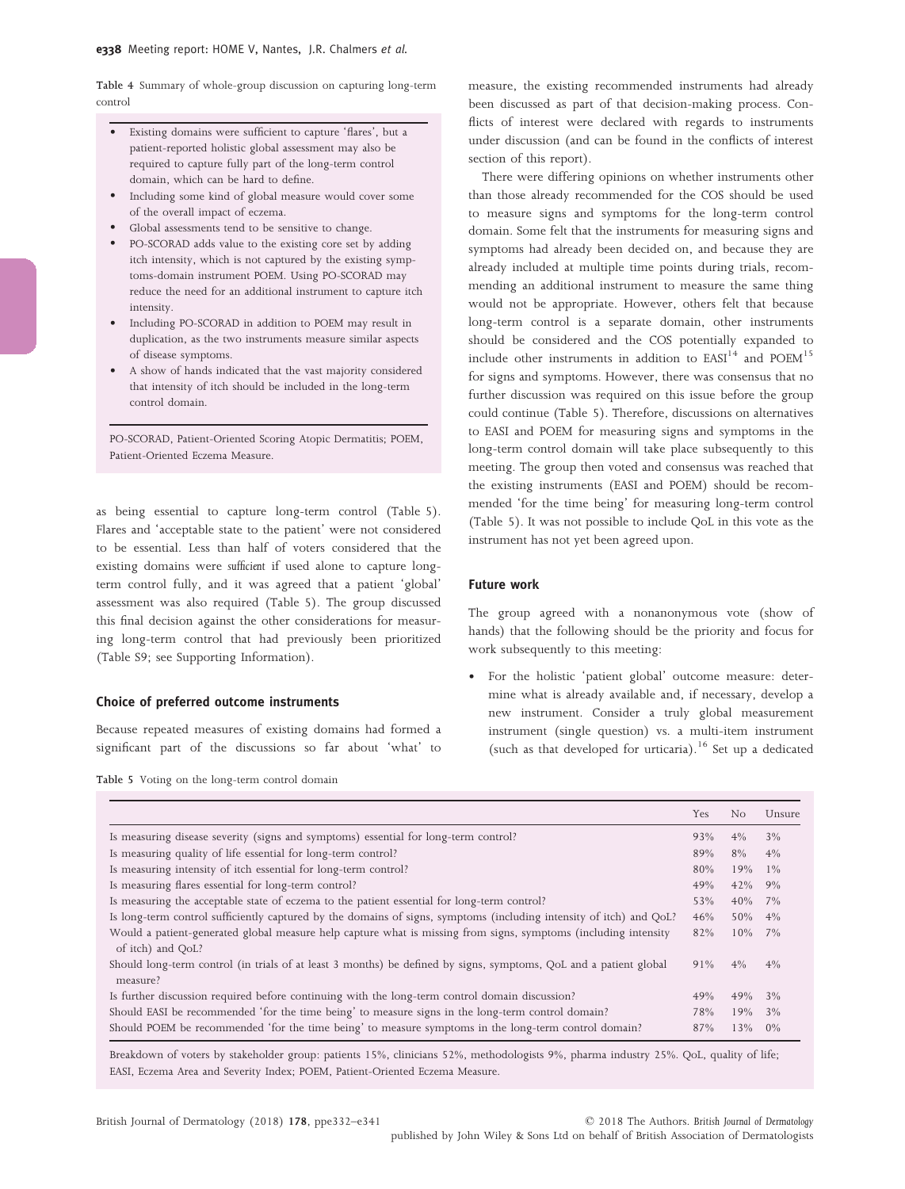Table 4 Summary of whole-group discussion on capturing long-term control

- Existing domains were sufficient to capture 'flares', but a patient-reported holistic global assessment may also be required to capture fully part of the long-term control domain, which can be hard to define.
- Including some kind of global measure would cover some of the overall impact of eczema.
- Global assessments tend to be sensitive to change.
- PO-SCORAD adds value to the existing core set by adding itch intensity, which is not captured by the existing symptoms-domain instrument POEM. Using PO-SCORAD may reduce the need for an additional instrument to capture itch intensity.
- Including PO-SCORAD in addition to POEM may result in duplication, as the two instruments measure similar aspects of disease symptoms.
- A show of hands indicated that the vast majority considered that intensity of itch should be included in the long-term control domain.

PO-SCORAD, Patient-Oriented Scoring Atopic Dermatitis; POEM, Patient-Oriented Eczema Measure.

as being essential to capture long-term control (Table 5). Flares and 'acceptable state to the patient' were not considered to be essential. Less than half of voters considered that the existing domains were *sufficient* if used alone to capture long-term control fully, and it was agreed that a patient 'global' assessment was also required (Table 5). The group discussed this final decision against the other considerations for measuring long-term control that had previously been prioritized (Table S9; see Supporting Information).

### Choice of preferred outcome instruments

Because repeated measures of existing domains had formed a significant part of the discussions so far about 'what' to measure, the existing recommended instruments had already been discussed as part of that decision-making process. Conflicts of interest were declared with regards to instruments under discussion (and can be found in the conflicts of interest section of this report).

There were differing opinions on whether instruments other than those already recommended for the COS should be used to measure signs and symptoms for the long-term control domain. Some felt that the instruments for measuring signs and symptoms had already been decided on, and because they are already included at multiple time points during trials, recommending an additional instrument to measure the same thing would not be appropriate. However, others felt that because long-term control is a separate domain, other instruments should be considered and the COS potentially expanded to include other instruments in addition to EASI[14] and POEM[15] for signs and symptoms. However, there was consensus that no further discussion was required on this issue before the group could continue (Table 5). Therefore, discussions on alternatives to EASI and POEM for measuring signs and symptoms in the long-term control domain will take place subsequently to this meeting. The group then voted and consensus was reached that the existing instruments (EASI and POEM) should be recommended 'for the time being' for measuring long-term control (Table 5). It was not possible to include QoL in this vote as the instrument has not yet been agreed upon.

### Future work

The group agreed with a nonanonymous vote (show of hands) that the following should be the priority and focus for work subsequently to this meeting:

- For the holistic 'patient global' outcome measure: determine what is already available and, if necessary, develop a new instrument. Consider a truly global measurement instrument (single question) vs. a multi-item instrument (such as that developed for urticaria).[16] Set up a dedicated

Table 5 Voting on the long-term control domain

| | Yes | No | Unsure |
|---|---|---|---|
| Is measuring disease severity (signs and symptoms) essential for long-term control? | 93% | 4% | 3% |
| Is measuring quality of life essential for long-term control? | 89% | 8% | 4% |
| Is measuring intensity of itch essential for long-term control? | 80% | 19% | 1% |
| Is measuring flares essential for long-term control? | 49% | 42% | 9% |
| Is measuring the acceptable state of eczema to the patient essential for long-term control? | 53% | 40% | 7% |
| Is long-term control sufficiently captured by the domains of signs, symptoms (including intensity of itch) and QoL? | 46% | 50% | 4% |
| Would a patient-generated global measure help capture what is missing from signs, symptoms (including intensity of itch) and QoL? | 82% | 10% | 7% |
| Should long-term control (in trials of at least 3 months) be defined by signs, symptoms, QoL and a patient global measure? | 91% | 4% | 4% |
| Is further discussion required before continuing with the long-term control domain discussion? | 49% | 49% | 3% |
| Should EASI be recommended 'for the time being' to measure signs in the long-term control domain? | 78% | 19% | 3% |
| Should POEM be recommended 'for the time being' to measure symptoms in the long-term control domain? | 87% | 13% | 0% |

Breakdown of voters by stakeholder group: patients 15%, clinicians 52%, methodologists 9%, pharma industry 25%. QoL, quality of life; EASI, Eczema Area and Severity Index; POEM, Patient-Oriented Eczema Measure.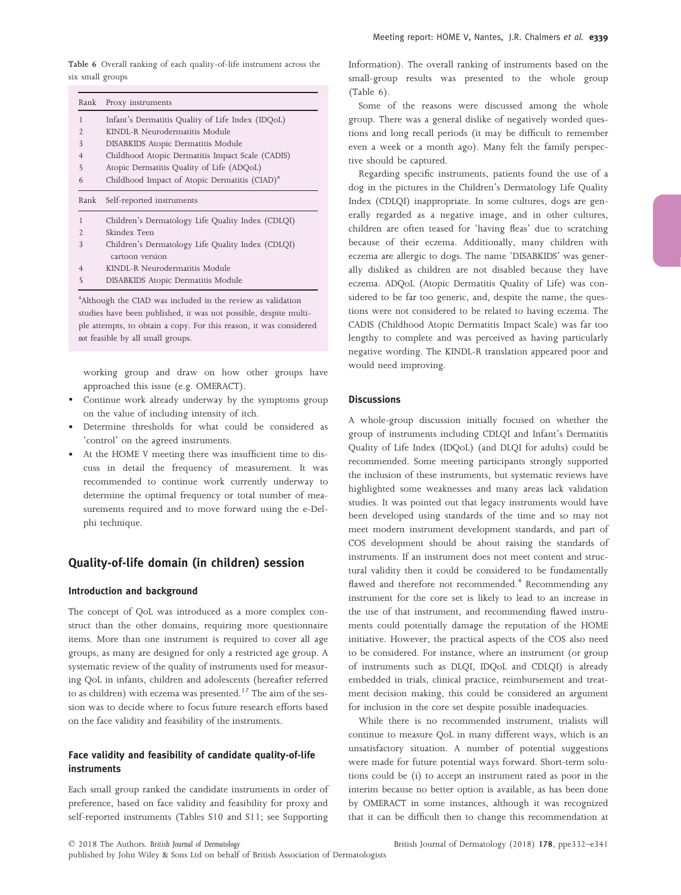Table 6 Overall ranking of each quality-of-life instrument across the six small groups

| Rank | Proxy instruments |
|---|---|
| 1 | Infant's Dermatitis Quality of Life Index (IDQoL) |
| 2 | KINDL-R Neurodermatitis Module |
| 3 | DISABKIDS Atopic Dermatitis Module |
| 4 | Childhood Atopic Dermatitis Impact Scale (CADIS) |
| 5 | Atopic Dermatitis Quality of Life (ADQoL) |
| 6 | Childhood Impact of Atopic Dermatitis (CIAD)[a] |
| **Rank** | **Self-reported instruments** |
| 1 | Children's Dermatology Life Quality Index (CDLQI) |
| 2 | Skindex Teen |
| 3 | Children's Dermatology Life Quality Index (CDLQI) cartoon version |
| 4 | KINDL-R Neurodermatitis Module |
| 5 | DISABKIDS Atopic Dermatitis Module |

[a]Although the CIAD was included in the review as validation studies have been published, it was not possible, despite multiple attempts, to obtain a copy. For this reason, it was considered not feasible by all small groups.

working group and draw on how other groups have approached this issue (e.g. OMERACT).

- Continue work already underway by the symptoms group on the value of including intensity of itch.
- Determine thresholds for what could be considered as 'control' on the agreed instruments.
- At the HOME V meeting there was insufficient time to discuss in detail the frequency of measurement. It was recommended to continue work currently underway to determine the optimal frequency or total number of measurements required and to move forward using the e-Delphi technique.

## Quality-of-life domain (in children) session

### Introduction and background

The concept of QoL was introduced as a more complex construct than the other domains, requiring more questionnaire items. More than one instrument is required to cover all age groups, as many are designed for only a restricted age group. A systematic review of the quality of instruments used for measuring QoL in infants, children and adolescents (hereafter referred to as children) with eczema was presented.[17] The aim of the session was to decide where to focus future research efforts based on the face validity and feasibility of the instruments.

### Face validity and feasibility of candidate quality-of-life instruments

Each small group ranked the candidate instruments in order of preference, based on face validity and feasibility for proxy and self-reported instruments (Tables S10 and S11; see Supporting Information). The overall ranking of instruments based on the small-group results was presented to the whole group (Table 6).

Some of the reasons were discussed among the whole group. There was a general dislike of negatively worded questions and long recall periods (it may be difficult to remember even a week or a month ago). Many felt the family perspective should be captured.

Regarding specific instruments, patients found the use of a dog in the pictures in the Children's Dermatology Life Quality Index (CDLQI) inappropriate. In some cultures, dogs are generally regarded as a negative image, and in other cultures, children are often teased for 'having fleas' due to scratching because of their eczema. Additionally, many children with eczema are allergic to dogs. The name 'DISABKIDS' was generally disliked as children are not disabled because they have eczema. ADQoL (Atopic Dermatitis Quality of Life) was considered to be far too generic, and, despite the name, the questions were not considered to be related to having eczema. The CADIS (Childhood Atopic Dermatitis Impact Scale) was far too lengthy to complete and was perceived as having particularly negative wording. The KINDL-R translation appeared poor and would need improving.

### Discussions

A whole-group discussion initially focused on whether the group of instruments including CDLQI and Infant's Dermatitis Quality of Life Index (IDQoL) (and DLQI for adults) could be recommended. Some meeting participants strongly supported the inclusion of these instruments, but systematic reviews have highlighted some weaknesses and many areas lack validation studies. It was pointed out that legacy instruments would have been developed using standards of the time and so may not meet modern instrument development standards, and part of COS development should be about raising the standards of instruments. If an instrument does not meet content and structural validity then it could be considered to be fundamentally flawed and therefore not recommended.[4] Recommending any instrument for the core set is likely to lead to an increase in the use of that instrument, and recommending flawed instruments could potentially damage the reputation of the HOME initiative. However, the practical aspects of the COS also need to be considered. For instance, where an instrument (or group of instruments such as DLQI, IDQoL and CDLQI) is already embedded in trials, clinical practice, reimbursement and treatment decision making, this could be considered an argument for inclusion in the core set despite possible inadequacies.

While there is no recommended instrument, trialists will continue to measure QoL in many different ways, which is an unsatisfactory situation. A number of potential suggestions were made for future potential ways forward. Short-term solutions could be (i) to accept an instrument rated as poor in the interim because no better option is available, as has been done by OMERACT in some instances, although it was recognized that it can be difficult then to change this recommendation at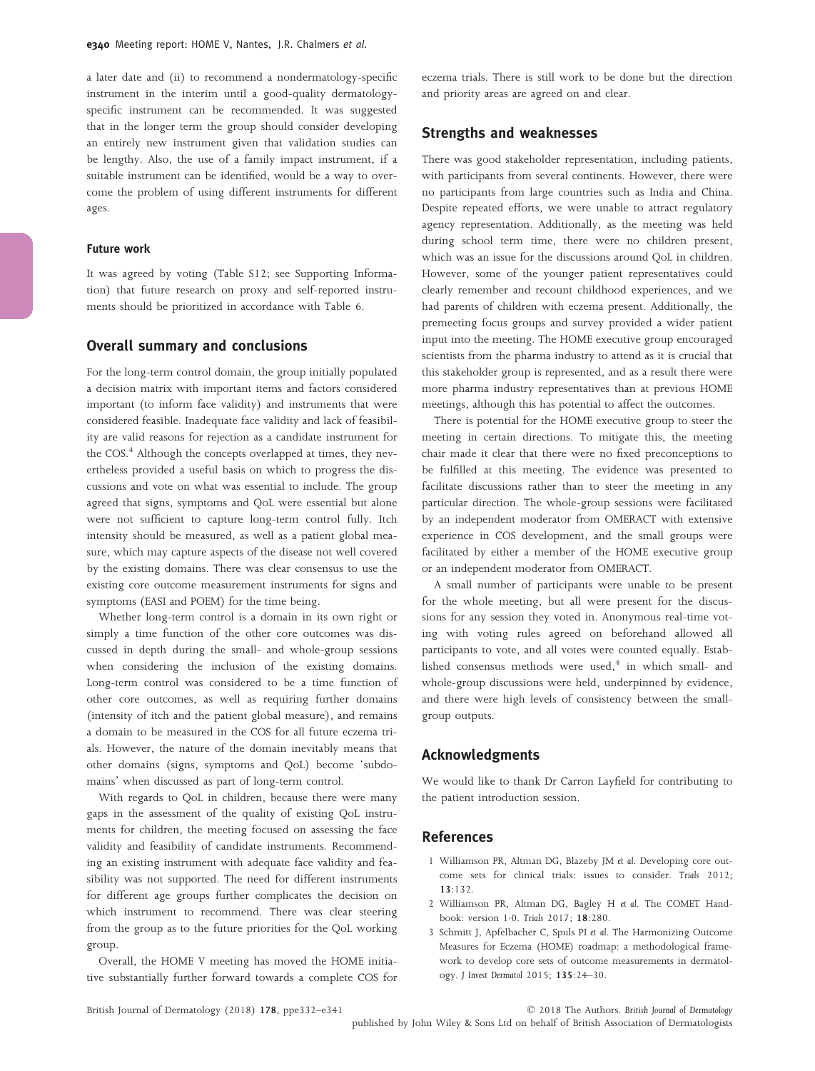a later date and (ii) to recommend a nondermatology-specific instrument in the interim until a good-quality dermatology-specific instrument can be recommended. It was suggested that in the longer term the group should consider developing an entirely new instrument given that validation studies can be lengthy. Also, the use of a family impact instrument, if a suitable instrument can be identified, would be a way to overcome the problem of using different instruments for different ages.

### Future work

It was agreed by voting (Table S12; see Supporting Information) that future research on proxy and self-reported instruments should be prioritized in accordance with Table 6.

## Overall summary and conclusions

For the long-term control domain, the group initially populated a decision matrix with important items and factors considered important (to inform face validity) and instruments that were considered feasible. Inadequate face validity and lack of feasibility are valid reasons for rejection as a candidate instrument for the COS.[4] Although the concepts overlapped at times, they nevertheless provided a useful basis on which to progress the discussions and vote on what was essential to include. The group agreed that signs, symptoms and QoL were essential but alone were not sufficient to capture long-term control fully. Itch intensity should be measured, as well as a patient global measure, which may capture aspects of the disease not well covered by the existing domains. There was clear consensus to use the existing core outcome measurement instruments for signs and symptoms (EASI and POEM) for the time being.

Whether long-term control is a domain in its own right or simply a time function of the other core outcomes was discussed in depth during the small- and whole-group sessions when considering the inclusion of the existing domains. Long-term control was considered to be a time function of other core outcomes, as well as requiring further domains (intensity of itch and the patient global measure), and remains a domain to be measured in the COS for all future eczema trials. However, the nature of the domain inevitably means that other domains (signs, symptoms and QoL) become 'subdomains' when discussed as part of long-term control.

With regards to QoL in children, because there were many gaps in the assessment of the quality of existing QoL instruments for children, the meeting focused on assessing the face validity and feasibility of candidate instruments. Recommending an existing instrument with adequate face validity and feasibility was not supported. The need for different instruments for different age groups further complicates the decision on which instrument to recommend. There was clear steering from the group as to the future priorities for the QoL working group.

Overall, the HOME V meeting has moved the HOME initiative substantially further forward towards a complete COS for eczema trials. There is still work to be done but the direction and priority areas are agreed on and clear.

## Strengths and weaknesses

There was good stakeholder representation, including patients, with participants from several continents. However, there were no participants from large countries such as India and China. Despite repeated efforts, we were unable to attract regulatory agency representation. Additionally, as the meeting was held during school term time, there were no children present, which was an issue for the discussions around QoL in children. However, some of the younger patient representatives could clearly remember and recount childhood experiences, and we had parents of children with eczema present. Additionally, the premeeting focus groups and survey provided a wider patient input into the meeting. The HOME executive group encouraged scientists from the pharma industry to attend as it is crucial that this stakeholder group is represented, and as a result there were more pharma industry representatives than at previous HOME meetings, although this has potential to affect the outcomes.

There is potential for the HOME executive group to steer the meeting in certain directions. To mitigate this, the meeting chair made it clear that there were no fixed preconceptions to be fulfilled at this meeting. The evidence was presented to facilitate discussions rather than to steer the meeting in any particular direction. The whole-group sessions were facilitated by an independent moderator from OMERACT with extensive experience in COS development, and the small groups were facilitated by either a member of the HOME executive group or an independent moderator from OMERACT.

A small number of participants were unable to be present for the whole meeting, but all were present for the discussions for any session they voted in. Anonymous real-time voting with voting rules agreed on beforehand allowed all participants to vote, and all votes were counted equally. Established consensus methods were used,[4] in which small- and whole-group discussions were held, underpinned by evidence, and there were high levels of consistency between the small-group outputs.

## Acknowledgments

We would like to thank Dr Carron Layfield for contributing to the patient introduction session.

## References

1 Williamson PR, Altman DG, Blazeby JM *et al.* Developing core outcome sets for clinical trials: issues to consider. *Trials* 2012; **13**:132.

2 Williamson PR, Altman DG, Bagley H *et al.* The COMET Handbook: version 1·0. *Trials* 2017; **18**:280.

3 Schmitt J, Apfelbacher C, Spuls PI *et al.* The Harmonizing Outcome Measures for Eczema (HOME) roadmap: a methodological framework to develop core sets of outcome measurements in dermatology. *J Invest Dermatol* 2015; **135**:24–30.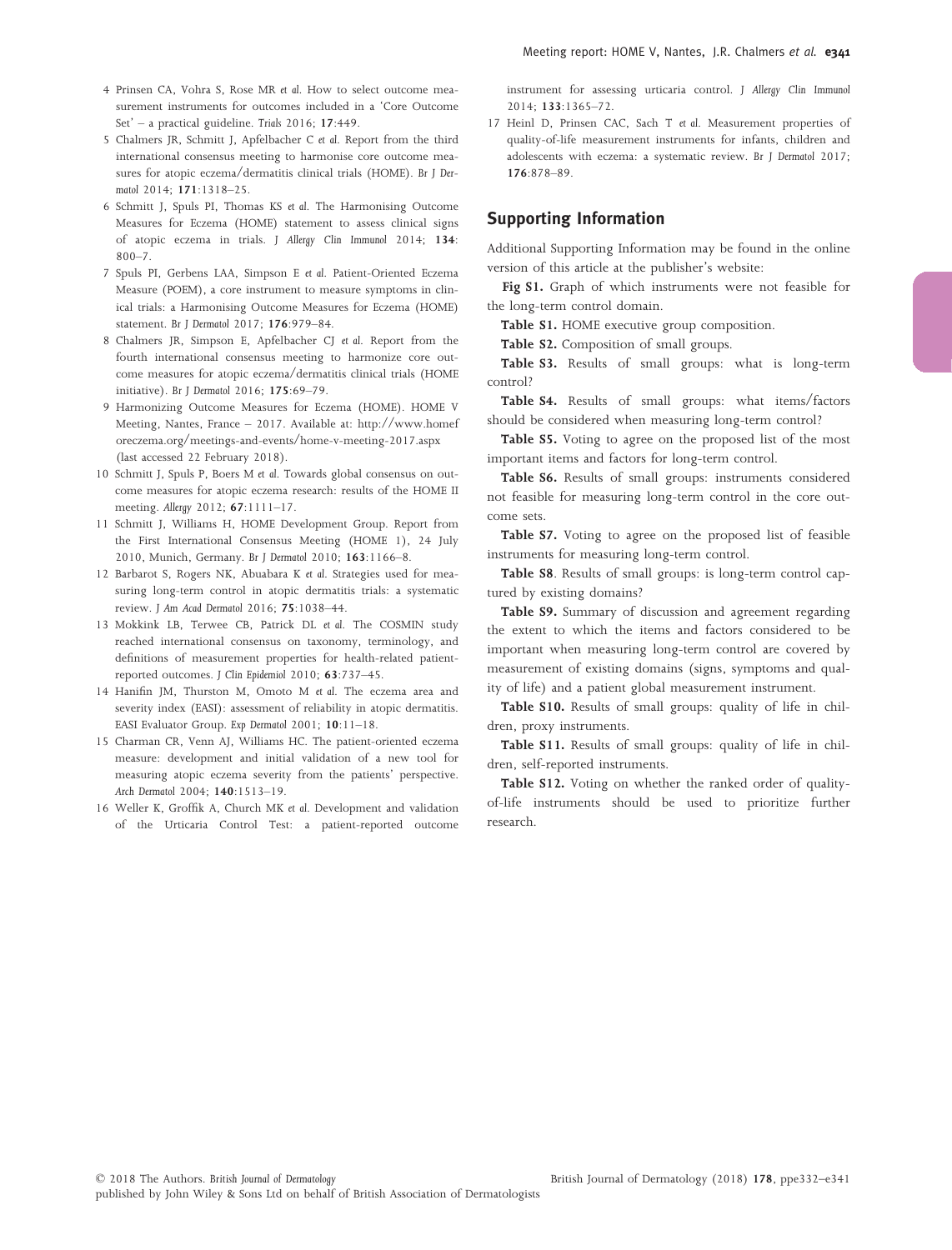4 Prinsen CA, Vohra S, Rose MR *et al.* How to select outcome measurement instruments for outcomes included in a 'Core Outcome Set' – a practical guideline. *Trials* 2016; **17**:449.

5 Chalmers JR, Schmitt J, Apfelbacher C *et al.* Report from the third international consensus meeting to harmonise core outcome measures for atopic eczema/dermatitis clinical trials (HOME). *Br J Dermatol* 2014; **171**:1318–25.

6 Schmitt J, Spuls PI, Thomas KS *et al.* The Harmonising Outcome Measures for Eczema (HOME) statement to assess clinical signs of atopic eczema in trials. *J Allergy Clin Immunol* 2014; **134**: 800–7.

7 Spuls PI, Gerbens LAA, Simpson E *et al.* Patient-Oriented Eczema Measure (POEM), a core instrument to measure symptoms in clinical trials: a Harmonising Outcome Measures for Eczema (HOME) statement. *Br J Dermatol* 2017; **176**:979–84.

8 Chalmers JR, Simpson E, Apfelbacher CJ *et al.* Report from the fourth international consensus meeting to harmonize core outcome measures for atopic eczema/dermatitis clinical trials (HOME initiative). *Br J Dermatol* 2016; **175**:69–79.

9 Harmonizing Outcome Measures for Eczema (HOME). HOME V Meeting, Nantes, France – 2017. Available at: http://www.homeforeczema.org/meetings-and-events/home-v-meeting-2017.aspx (last accessed 22 February 2018).

10 Schmitt J, Spuls P, Boers M *et al.* Towards global consensus on outcome measures for atopic eczema research: results of the HOME II meeting. *Allergy* 2012; **67**:1111–17.

11 Schmitt J, Williams H, HOME Development Group. Report from the First International Consensus Meeting (HOME 1), 24 July 2010, Munich, Germany. *Br J Dermatol* 2010; **163**:1166–8.

12 Barbarot S, Rogers NK, Abuabara K *et al.* Strategies used for measuring long-term control in atopic dermatitis trials: a systematic review. *J Am Acad Dermatol* 2016; **75**:1038–44.

13 Mokkink LB, Terwee CB, Patrick DL *et al.* The COSMIN study reached international consensus on taxonomy, terminology, and definitions of measurement properties for health-related patient-reported outcomes. *J Clin Epidemiol* 2010; **63**:737–45.

14 Hanifin JM, Thurston M, Omoto M *et al.* The eczema area and severity index (EASI): assessment of reliability in atopic dermatitis. EASI Evaluator Group. *Exp Dermatol* 2001; **10**:11–18.

15 Charman CR, Venn AJ, Williams HC. The patient-oriented eczema measure: development and initial validation of a new tool for measuring atopic eczema severity from the patients' perspective. *Arch Dermatol* 2004; **140**:1513–19.

16 Weller K, Groffik A, Church MK *et al.* Development and validation of the Urticaria Control Test: a patient-reported outcome instrument for assessing urticaria control. *J Allergy Clin Immunol* 2014; **133**:1365–72.

17 Heinl D, Prinsen CAC, Sach T *et al.* Measurement properties of quality-of-life measurement instruments for infants, children and adolescents with eczema: a systematic review. *Br J Dermatol* 2017; **176**:878–89.

## Supporting Information

Additional Supporting Information may be found in the online version of this article at the publisher's website:

**Fig S1.** Graph of which instruments were not feasible for the long-term control domain.

**Table S1.** HOME executive group composition.

**Table S2.** Composition of small groups.

**Table S3.** Results of small groups: what is long-term control?

**Table S4.** Results of small groups: what items/factors should be considered when measuring long-term control?

**Table S5.** Voting to agree on the proposed list of the most important items and factors for long-term control.

**Table S6.** Results of small groups: instruments considered not feasible for measuring long-term control in the core outcome sets.

**Table S7.** Voting to agree on the proposed list of feasible instruments for measuring long-term control.

**Table S8**. Results of small groups: is long-term control captured by existing domains?

**Table S9.** Summary of discussion and agreement regarding the extent to which the items and factors considered to be important when measuring long-term control are covered by measurement of existing domains (signs, symptoms and quality of life) and a patient global measurement instrument.

**Table S10.** Results of small groups: quality of life in children, proxy instruments.

**Table S11.** Results of small groups: quality of life in children, self-reported instruments.

**Table S12.** Voting on whether the ranked order of quality-of-life instruments should be used to prioritize further research.